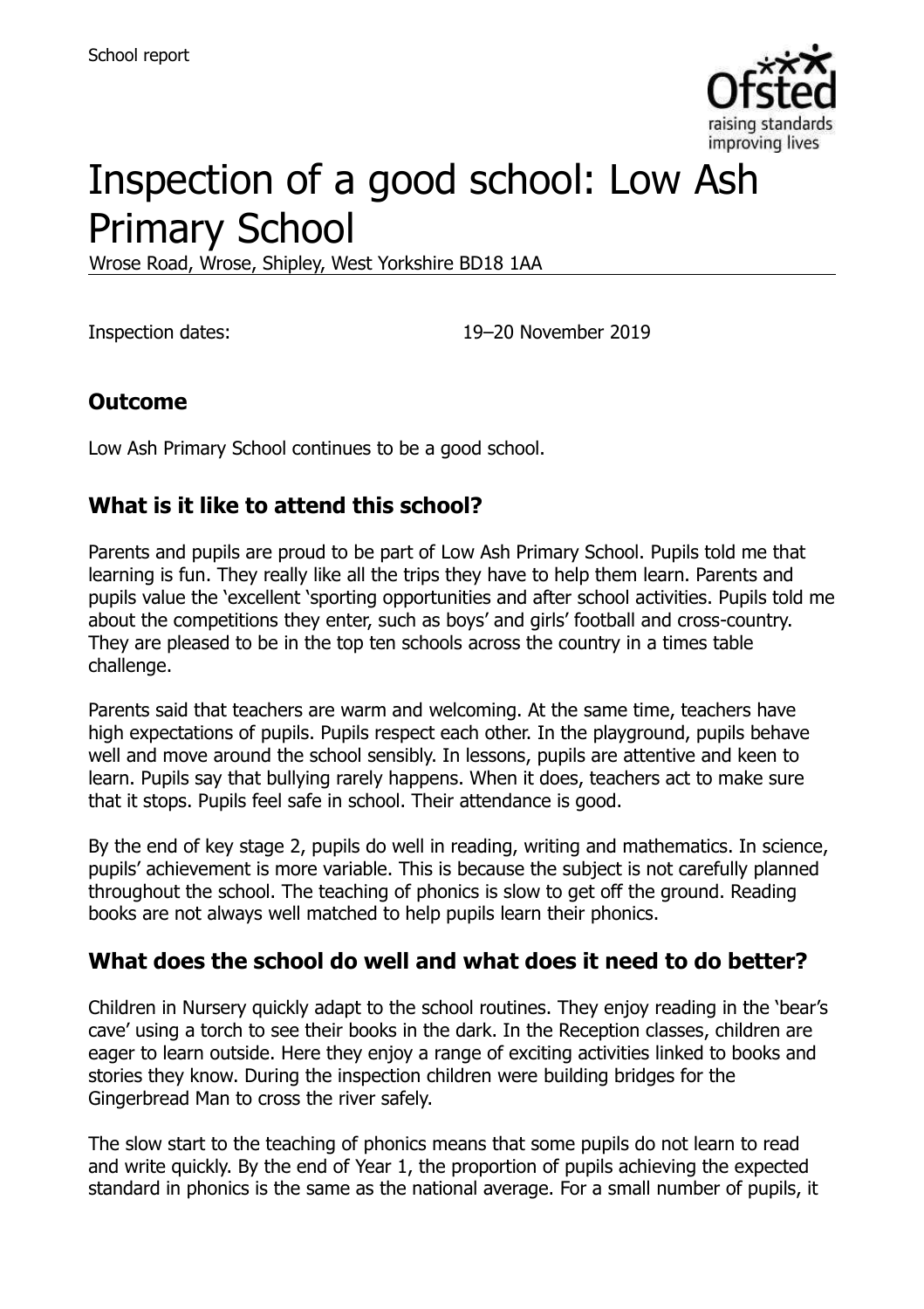School report

# Inspection of a good school: Low Ash Primary School

Wrose Road, Wrose, Shipley, West Yorkshire BD18 1AA

Inspection dates: 19–20 November 2019

## Outcome

Low Ash Primary School continues to be a good school.

## What is it like to attend this school?

Parents and pupils are proud to be part of Low Ash Primary School. Pupils told me that learning is fun. They really like all the trips they have to help them learn. Parents and pupils value the 'excellent 'sporting opportunities and after school activities. Pupils told me about the competitions they enter, such as boys' and girls' football and cross-country. They are pleased to be in the top ten schools across the country in a times table challenge.

Parents said that teachers are warm and welcoming. At the same time, teachers have high expectations of pupils. Pupils respect each other. In the playground, pupils behave well and move around the school sensibly. In lessons, pupils are attentive and keen to learn. Pupils say that bullying rarely happens. When it does, teachers act to make sure that it stops. Pupils feel safe in school. Their attendance is good.

By the end of key stage 2, pupils do well in reading, writing and mathematics. In science, pupils' achievement is more variable. This is because the subject is not carefully planned throughout the school. The teaching of phonics is slow to get off the ground. Reading books are not always well matched to help pupils learn their phonics.

## What does the school do well and what does it need to do better?

Children in Nursery quickly adapt to the school routines. They enjoy reading in the 'bear's cave' using a torch to see their books in the dark. In the Reception classes, children are eager to learn outside. Here they enjoy a range of exciting activities linked to books and stories they know. During the inspection children were building bridges for the Gingerbread Man to cross the river safely.

The slow start to the teaching of phonics means that some pupils do not learn to read and write quickly. By the end of Year 1, the proportion of pupils achieving the expected standard in phonics is the same as the national average. For a small number of pupils, it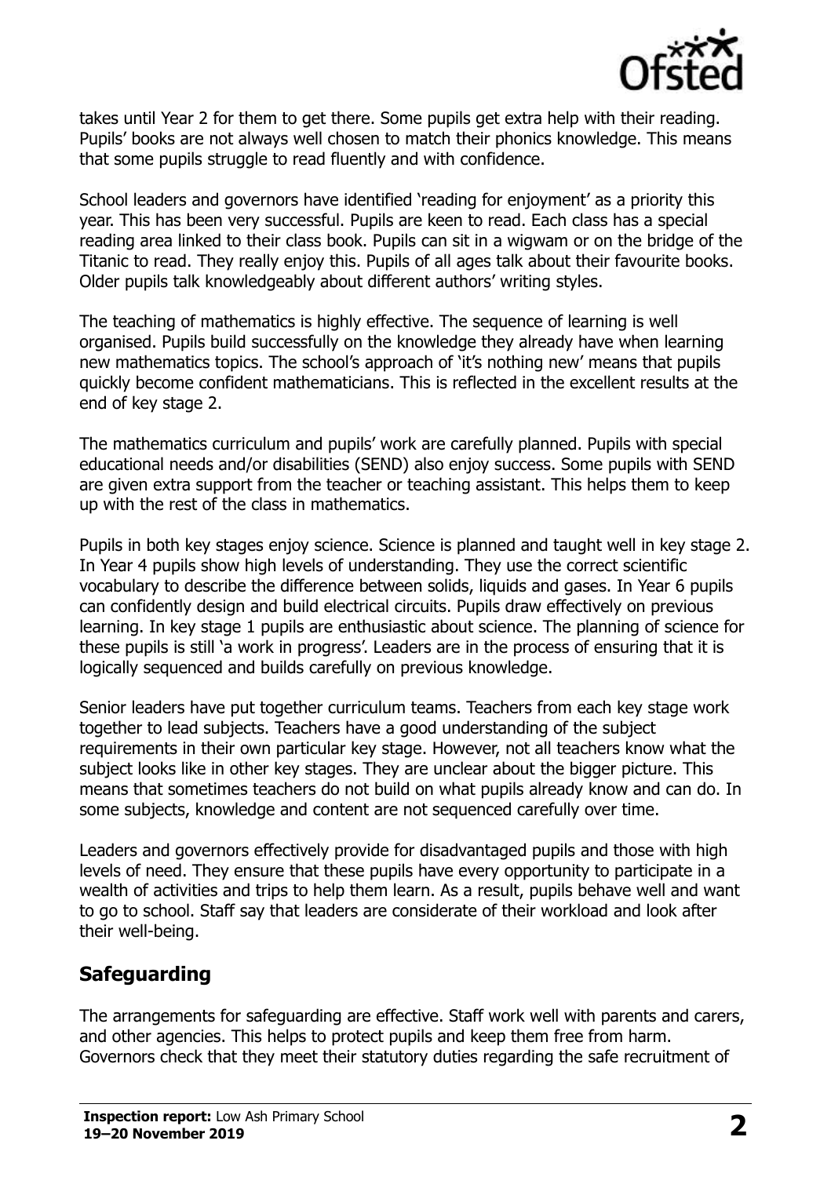takes until Year 2 for them to get there. Some pupils get extra help with their reading. Pupils' books are not always well chosen to match their phonics knowledge. This means that some pupils struggle to read fluently and with confidence.

School leaders and governors have identified 'reading for enjoyment' as a priority this year. This has been very successful. Pupils are keen to read. Each class has a special reading area linked to their class book. Pupils can sit in a wigwam or on the bridge of the Titanic to read. They really enjoy this. Pupils of all ages talk about their favourite books. Older pupils talk knowledgeably about different authors' writing styles.

The teaching of mathematics is highly effective. The sequence of learning is well organised. Pupils build successfully on the knowledge they already have when learning new mathematics topics. The school's approach of 'it's nothing new' means that pupils quickly become confident mathematicians. This is reflected in the excellent results at the end of key stage 2.

The mathematics curriculum and pupils' work are carefully planned. Pupils with special educational needs and/or disabilities (SEND) also enjoy success. Some pupils with SEND are given extra support from the teacher or teaching assistant. This helps them to keep up with the rest of the class in mathematics.

Pupils in both key stages enjoy science. Science is planned and taught well in key stage 2. In Year 4 pupils show high levels of understanding. They use the correct scientific vocabulary to describe the difference between solids, liquids and gases. In Year 6 pupils can confidently design and build electrical circuits. Pupils draw effectively on previous learning. In key stage 1 pupils are enthusiastic about science. The planning of science for these pupils is still 'a work in progress'. Leaders are in the process of ensuring that it is logically sequenced and builds carefully on previous knowledge.

Senior leaders have put together curriculum teams. Teachers from each key stage work together to lead subjects. Teachers have a good understanding of the subject requirements in their own particular key stage. However, not all teachers know what the subject looks like in other key stages. They are unclear about the bigger picture. This means that sometimes teachers do not build on what pupils already know and can do. In some subjects, knowledge and content are not sequenced carefully over time.

Leaders and governors effectively provide for disadvantaged pupils and those with high levels of need. They ensure that these pupils have every opportunity to participate in a wealth of activities and trips to help them learn. As a result, pupils behave well and want to go to school. Staff say that leaders are considerate of their workload and look after their well-being.

## Safeguarding

The arrangements for safeguarding are effective. Staff work well with parents and carers, and other agencies. This helps to protect pupils and keep them free from harm. Governors check that they meet their statutory duties regarding the safe recruitment of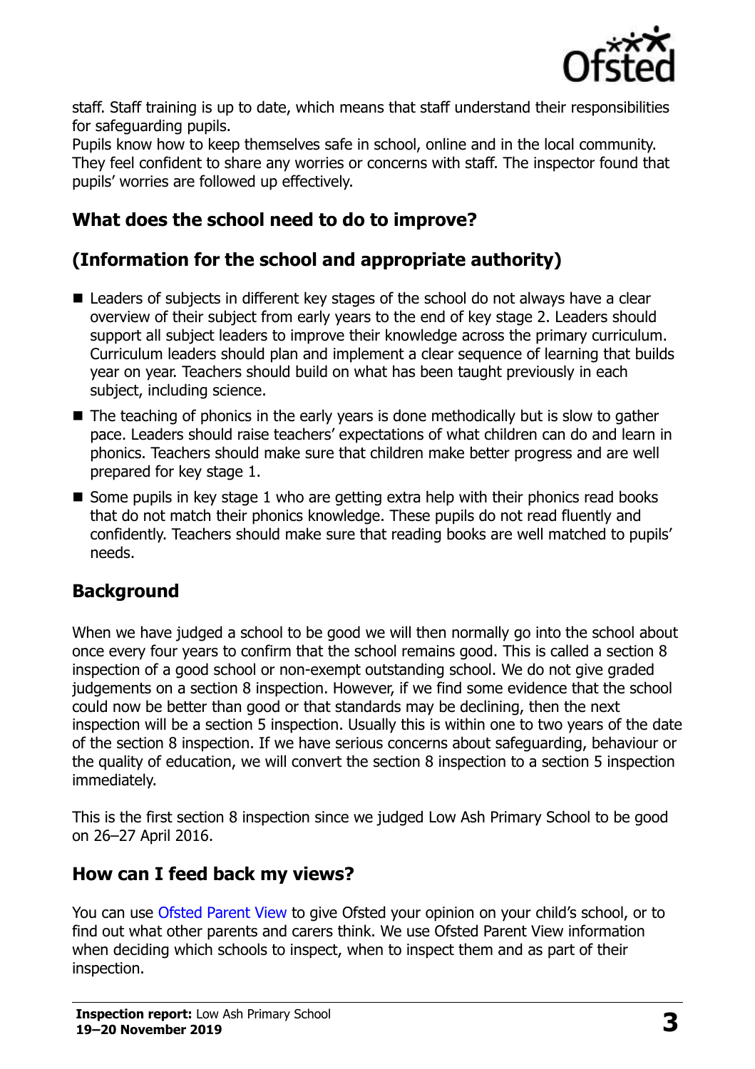staff. Staff training is up to date, which means that staff understand their responsibilities for safeguarding pupils.

Pupils know how to keep themselves safe in school, online and in the local community. They feel confident to share any worries or concerns with staff. The inspector found that pupils' worries are followed up effectively.

## What does the school need to do to improve?

## (Information for the school and appropriate authority)

- Leaders of subjects in different key stages of the school do not always have a clear overview of their subject from early years to the end of key stage 2. Leaders should support all subject leaders to improve their knowledge across the primary curriculum. Curriculum leaders should plan and implement a clear sequence of learning that builds year on year. Teachers should build on what has been taught previously in each subject, including science.
- The teaching of phonics in the early years is done methodically but is slow to gather pace. Leaders should raise teachers' expectations of what children can do and learn in phonics. Teachers should make sure that children make better progress and are well prepared for key stage 1.
- Some pupils in key stage 1 who are getting extra help with their phonics read books that do not match their phonics knowledge. These pupils do not read fluently and confidently. Teachers should make sure that reading books are well matched to pupils' needs.

## Background

When we have judged a school to be good we will then normally go into the school about once every four years to confirm that the school remains good. This is called a section 8 inspection of a good school or non-exempt outstanding school. We do not give graded judgements on a section 8 inspection. However, if we find some evidence that the school could now be better than good or that standards may be declining, then the next inspection will be a section 5 inspection. Usually this is within one to two years of the date of the section 8 inspection. If we have serious concerns about safeguarding, behaviour or the quality of education, we will convert the section 8 inspection to a section 5 inspection immediately.

This is the first section 8 inspection since we judged Low Ash Primary School to be good on 26–27 April 2016.

## How can I feed back my views?

You can use Ofsted Parent View to give Ofsted your opinion on your child's school, or to find out what other parents and carers think. We use Ofsted Parent View information when deciding which schools to inspect, when to inspect them and as part of their inspection.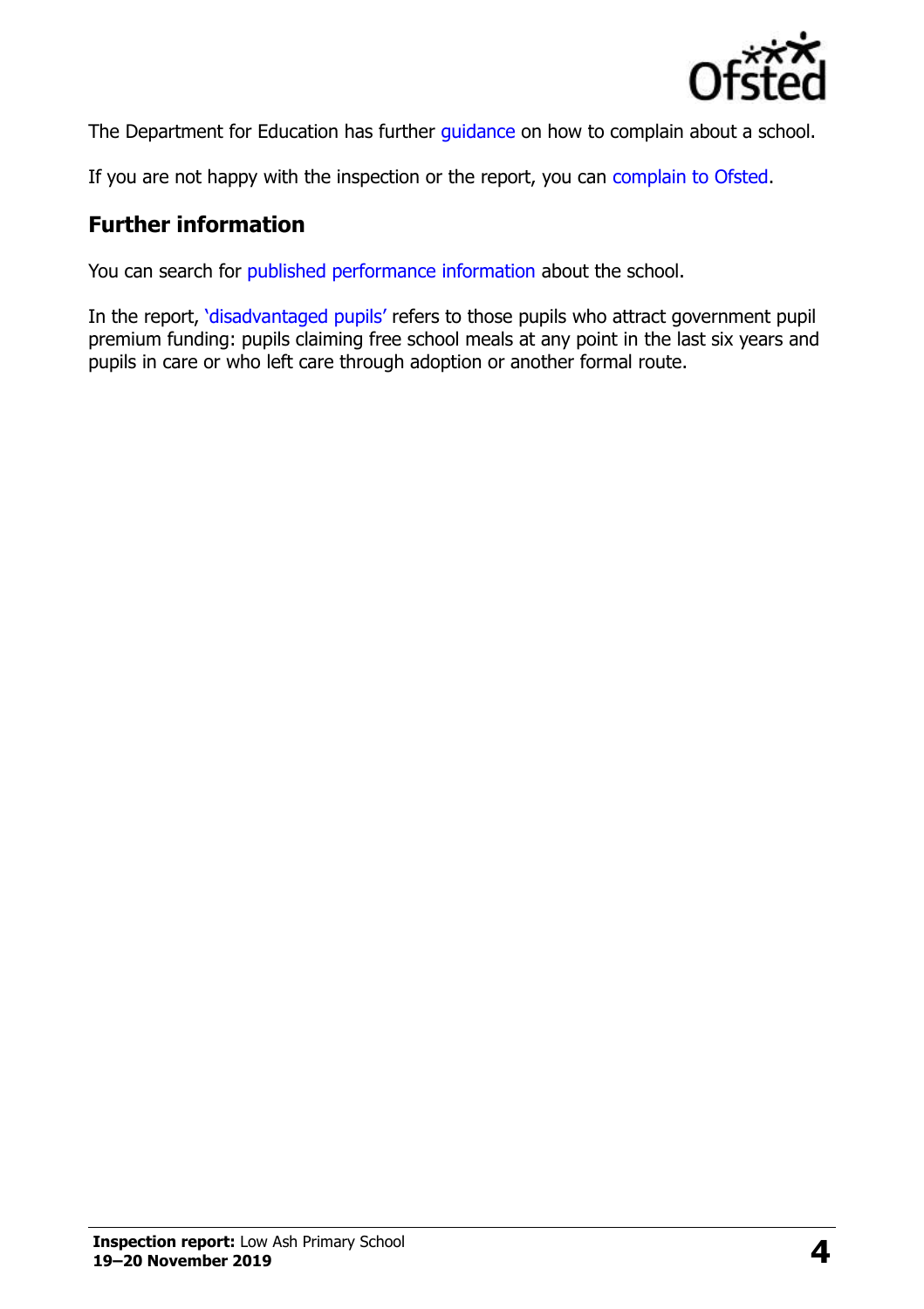The Department for Education has further guidance on how to complain about a school.

If you are not happy with the inspection or the report, you can complain to Ofsted.

## Further information

You can search for published performance information about the school.

In the report, 'disadvantaged pupils' refers to those pupils who attract government pupil premium funding: pupils claiming free school meals at any point in the last six years and pupils in care or who left care through adoption or another formal route.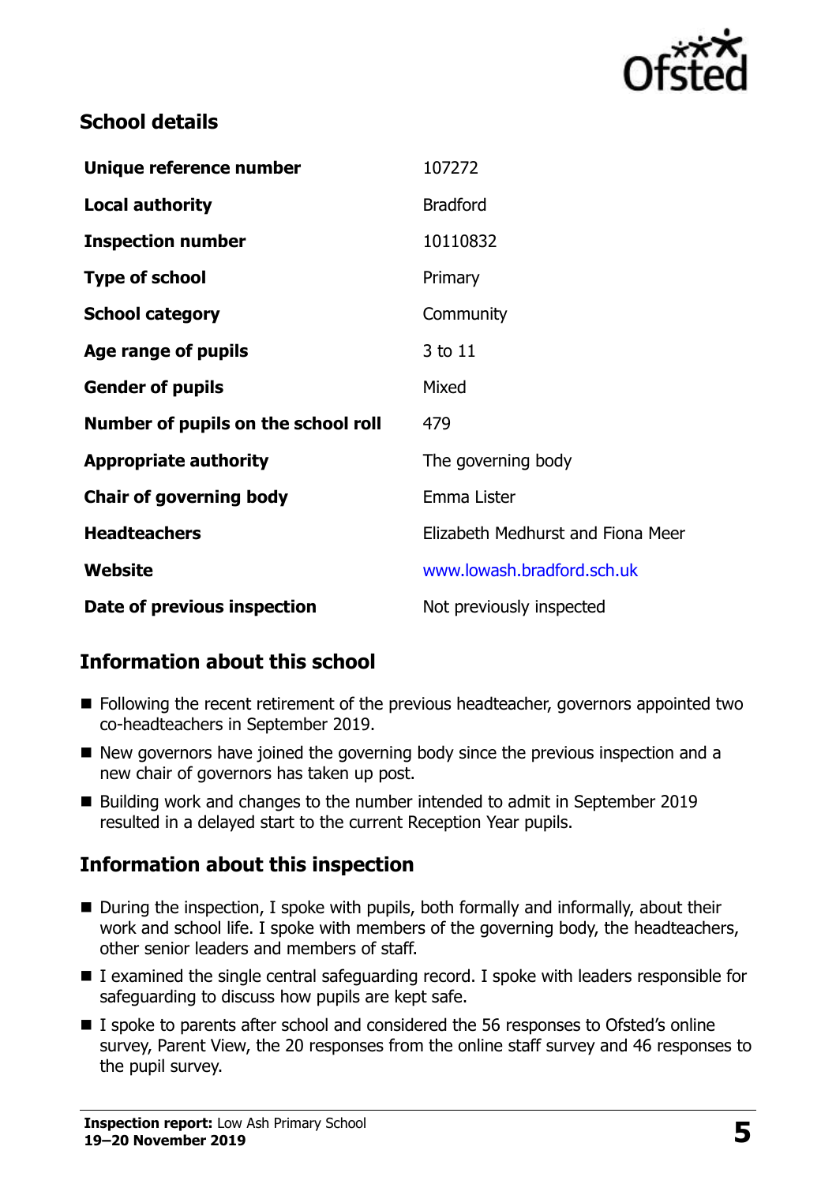## School details

| | |
|---|---|
| **Unique reference number** | 107272 |
| **Local authority** | Bradford |
| **Inspection number** | 10110832 |
| **Type of school** | Primary |
| **School category** | Community |
| **Age range of pupils** | 3 to 11 |
| **Gender of pupils** | Mixed |
| **Number of pupils on the school roll** | 479 |
| **Appropriate authority** | The governing body |
| **Chair of governing body** | Emma Lister |
| **Headteachers** | Elizabeth Medhurst and Fiona Meer |
| **Website** | www.lowash.bradford.sch.uk |
| **Date of previous inspection** | Not previously inspected |

## Information about this school

- Following the recent retirement of the previous headteacher, governors appointed two co-headteachers in September 2019.
- New governors have joined the governing body since the previous inspection and a new chair of governors has taken up post.
- Building work and changes to the number intended to admit in September 2019 resulted in a delayed start to the current Reception Year pupils.

## Information about this inspection

- During the inspection, I spoke with pupils, both formally and informally, about their work and school life. I spoke with members of the governing body, the headteachers, other senior leaders and members of staff.
- I examined the single central safeguarding record. I spoke with leaders responsible for safeguarding to discuss how pupils are kept safe.
- I spoke to parents after school and considered the 56 responses to Ofsted's online survey, Parent View, the 20 responses from the online staff survey and 46 responses to the pupil survey.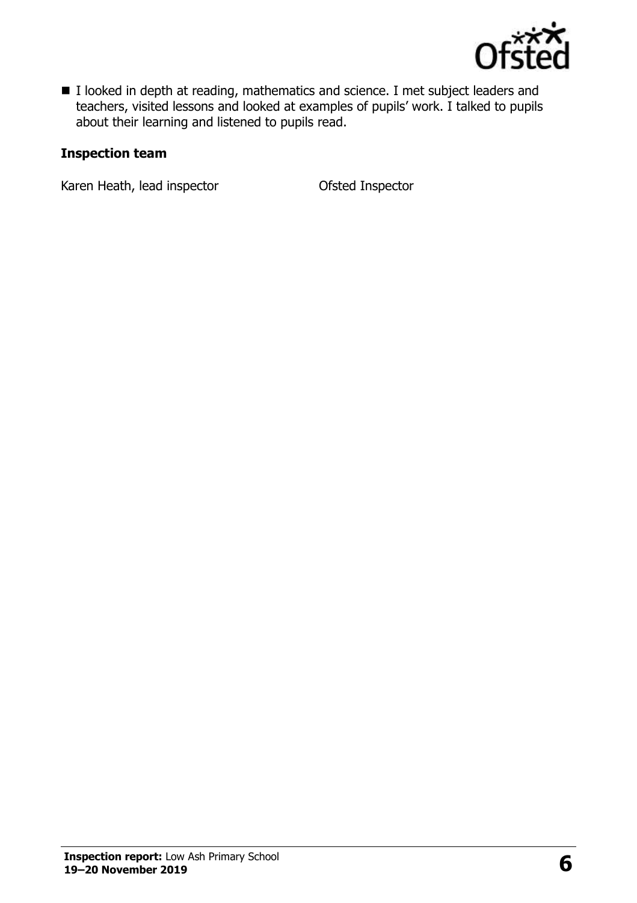- I looked in depth at reading, mathematics and science. I met subject leaders and teachers, visited lessons and looked at examples of pupils' work. I talked to pupils about their learning and listened to pupils read.

## Inspection team

| | |
|---|---|
| Karen Heath, lead inspector | Ofsted Inspector |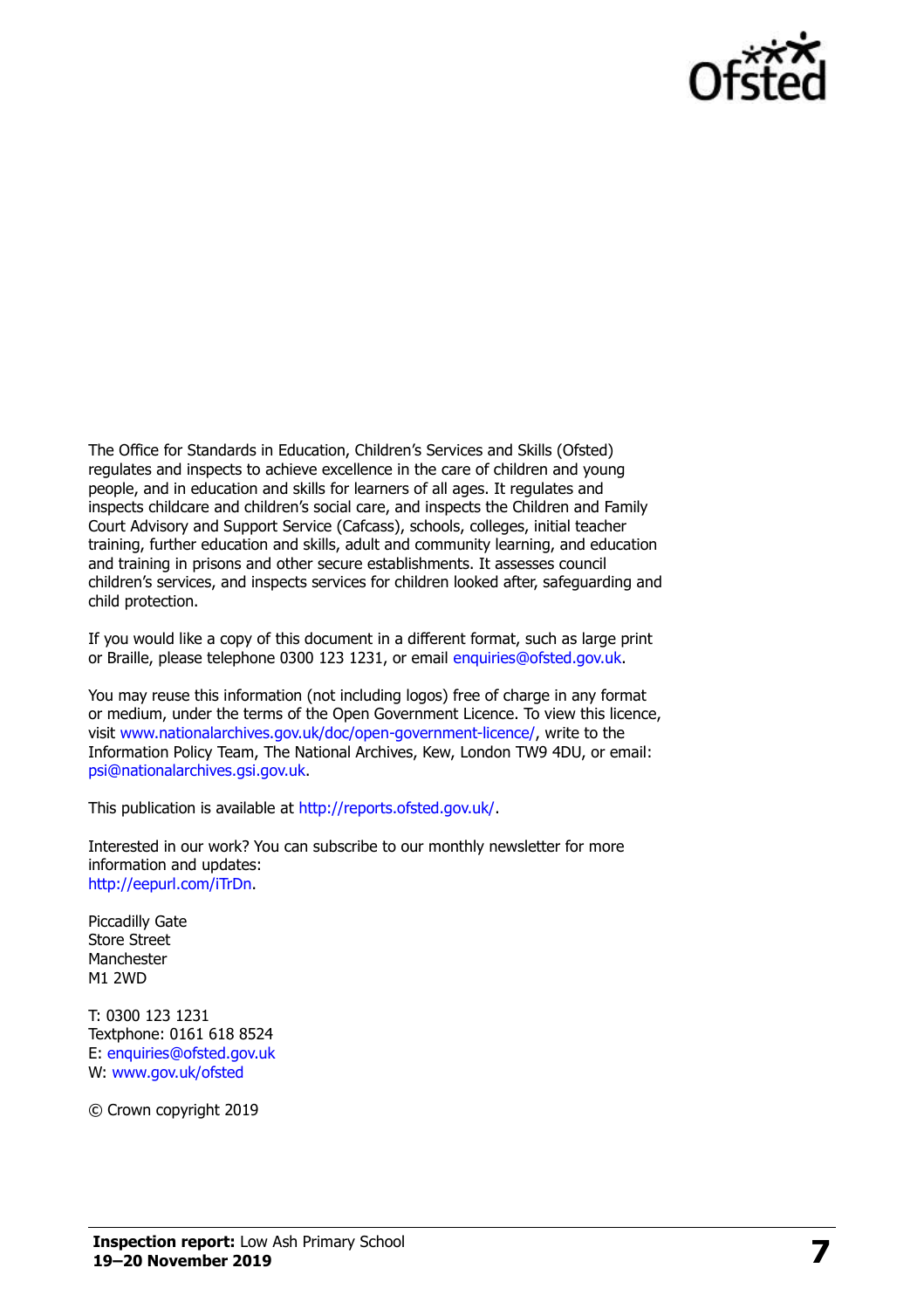The Office for Standards in Education, Children's Services and Skills (Ofsted) regulates and inspects to achieve excellence in the care of children and young people, and in education and skills for learners of all ages. It regulates and inspects childcare and children's social care, and inspects the Children and Family Court Advisory and Support Service (Cafcass), schools, colleges, initial teacher training, further education and skills, adult and community learning, and education and training in prisons and other secure establishments. It assesses council children's services, and inspects services for children looked after, safeguarding and child protection.

If you would like a copy of this document in a different format, such as large print or Braille, please telephone 0300 123 1231, or email enquiries@ofsted.gov.uk.

You may reuse this information (not including logos) free of charge in any format or medium, under the terms of the Open Government Licence. To view this licence, visit www.nationalarchives.gov.uk/doc/open-government-licence/, write to the Information Policy Team, The National Archives, Kew, London TW9 4DU, or email: psi@nationalarchives.gsi.gov.uk.

This publication is available at http://reports.ofsted.gov.uk/.

Interested in our work? You can subscribe to our monthly newsletter for more information and updates:
http://eepurl.com/iTrDn.

Piccadilly Gate
Store Street
Manchester
M1 2WD

T: 0300 123 1231
Textphone: 0161 618 8524
E: enquiries@ofsted.gov.uk
W: www.gov.uk/ofsted

© Crown copyright 2019